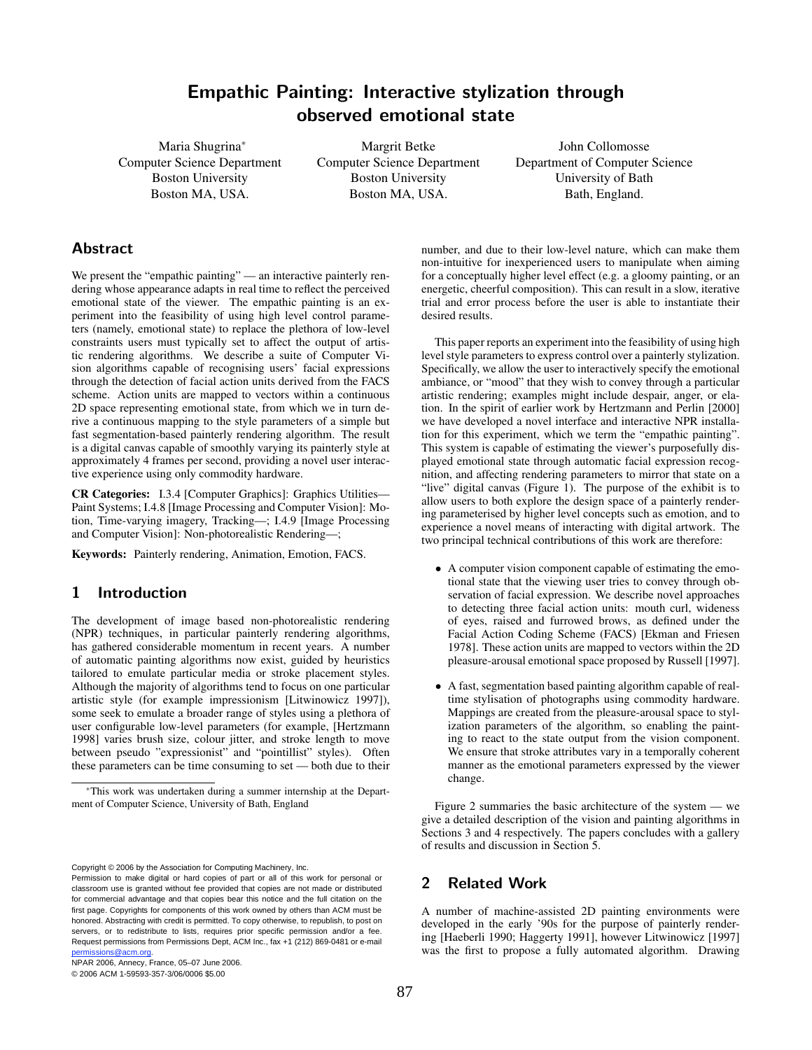# Empathic Painting: Interactive stylization through observed emotional state

Maria Shugrina[*]
Computer Science Department
Boston University
Boston MA, USA.

Margrit Betke
Computer Science Department
Boston University
Boston MA, USA.

John Collomosse
Department of Computer Science
University of Bath
Bath, England.

## Abstract

We present the "empathic painting" — an interactive painterly rendering whose appearance adapts in real time to reflect the perceived emotional state of the viewer. The empathic painting is an experiment into the feasibility of using high level control parameters (namely, emotional state) to replace the plethora of low-level constraints users must typically set to affect the output of artistic rendering algorithms. We describe a suite of Computer Vision algorithms capable of recognising users' facial expressions through the detection of facial action units derived from the FACS scheme. Action units are mapped to vectors within a continuous 2D space representing emotional state, from which we in turn derive a continuous mapping to the style parameters of a simple but fast segmentation-based painterly rendering algorithm. The result is a digital canvas capable of smoothly varying its painterly style at approximately 4 frames per second, providing a novel user interactive experience using only commodity hardware.

**CR Categories:** I.3.4 [Computer Graphics]: Graphics Utilities—Paint Systems; I.4.8 [Image Processing and Computer Vision]: Motion, Time-varying imagery, Tracking—; I.4.9 [Image Processing and Computer Vision]: Non-photorealistic Rendering—;

**Keywords:** Painterly rendering, Animation, Emotion, FACS.

## 1 Introduction

The development of image based non-photorealistic rendering (NPR) techniques, in particular painterly rendering algorithms, has gathered considerable momentum in recent years. A number of automatic painting algorithms now exist, guided by heuristics tailored to emulate particular media or stroke placement styles. Although the majority of algorithms tend to focus on one particular artistic style (for example impressionism [Litwinowicz 1997]), some seek to emulate a broader range of styles using a plethora of user configurable low-level parameters (for example, [Hertzmann 1998] varies brush size, colour jitter, and stroke length to move between pseudo "expressionist" and "pointillist" styles). Often these parameters can be time consuming to set — both due to their number, and due to their low-level nature, which can make them non-intuitive for inexperienced users to manipulate when aiming for a conceptually higher level effect (e.g. a gloomy painting, or an energetic, cheerful composition). This can result in a slow, iterative trial and error process before the user is able to instantiate their desired results.

This paper reports an experiment into the feasibility of using high level style parameters to express control over a painterly stylization. Specifically, we allow the user to interactively specify the emotional ambiance, or "mood" that they wish to convey through a particular artistic rendering; examples might include despair, anger, or elation. In the spirit of earlier work by Hertzmann and Perlin [2000] we have developed a novel interface and interactive NPR installation for this experiment, which we term the "empathic painting". This system is capable of estimating the viewer's purposefully displayed emotional state through automatic facial expression recognition, and affecting rendering parameters to mirror that state on a "live" digital canvas (Figure 1). The purpose of the exhibit is to allow users to both explore the design space of a painterly rendering parameterised by higher level concepts such as emotion, and to experience a novel means of interacting with digital artwork. The two principal technical contributions of this work are therefore:

- A computer vision component capable of estimating the emotional state that the viewing user tries to convey through observation of facial expression. We describe novel approaches to detecting three facial action units: mouth curl, wideness of eyes, raised and furrowed brows, as defined under the Facial Action Coding Scheme (FACS) [Ekman and Friesen 1978]. These action units are mapped to vectors within the 2D pleasure-arousal emotional space proposed by Russell [1997].
- A fast, segmentation based painting algorithm capable of real-time stylisation of photographs using commodity hardware. Mappings are created from the pleasure-arousal space to stylization parameters of the algorithm, so enabling the painting to react to the state output from the vision component. We ensure that stroke attributes vary in a temporally coherent manner as the emotional parameters expressed by the viewer change.

Figure 2 summaries the basic architecture of the system — we give a detailed description of the vision and painting algorithms in Sections 3 and 4 respectively. The papers concludes with a gallery of results and discussion in Section 5.

## 2 Related Work

A number of machine-assisted 2D painting environments were developed in the early '90s for the purpose of painterly rendering [Haeberli 1990; Haggerty 1991], however Litwinowicz [1997] was the first to propose a fully automated algorithm. Drawing

[*] This work was undertaken during a summer internship at the Department of Computer Science, University of Bath, England

Copyright © 2006 by the Association for Computing Machinery, Inc.
Permission to make digital or hard copies of part or all of this work for personal or classroom use is granted without fee provided that copies are not made or distributed for commercial advantage and that copies bear this notice and the full citation on the first page. Copyrights for components of this work owned by others than ACM must be honored. Abstracting with credit is permitted. To copy otherwise, to republish, to post on servers, or to redistribute to lists, requires prior specific permission and/or a fee. Request permissions from Permissions Dept, ACM Inc., fax +1 (212) 869-0481 or e-mail permissions@acm.org.
NPAR 2006, Annecy, France, 05–07 June 2006.
© 2006 ACM 1-59593-357-3/06/0006 $5.00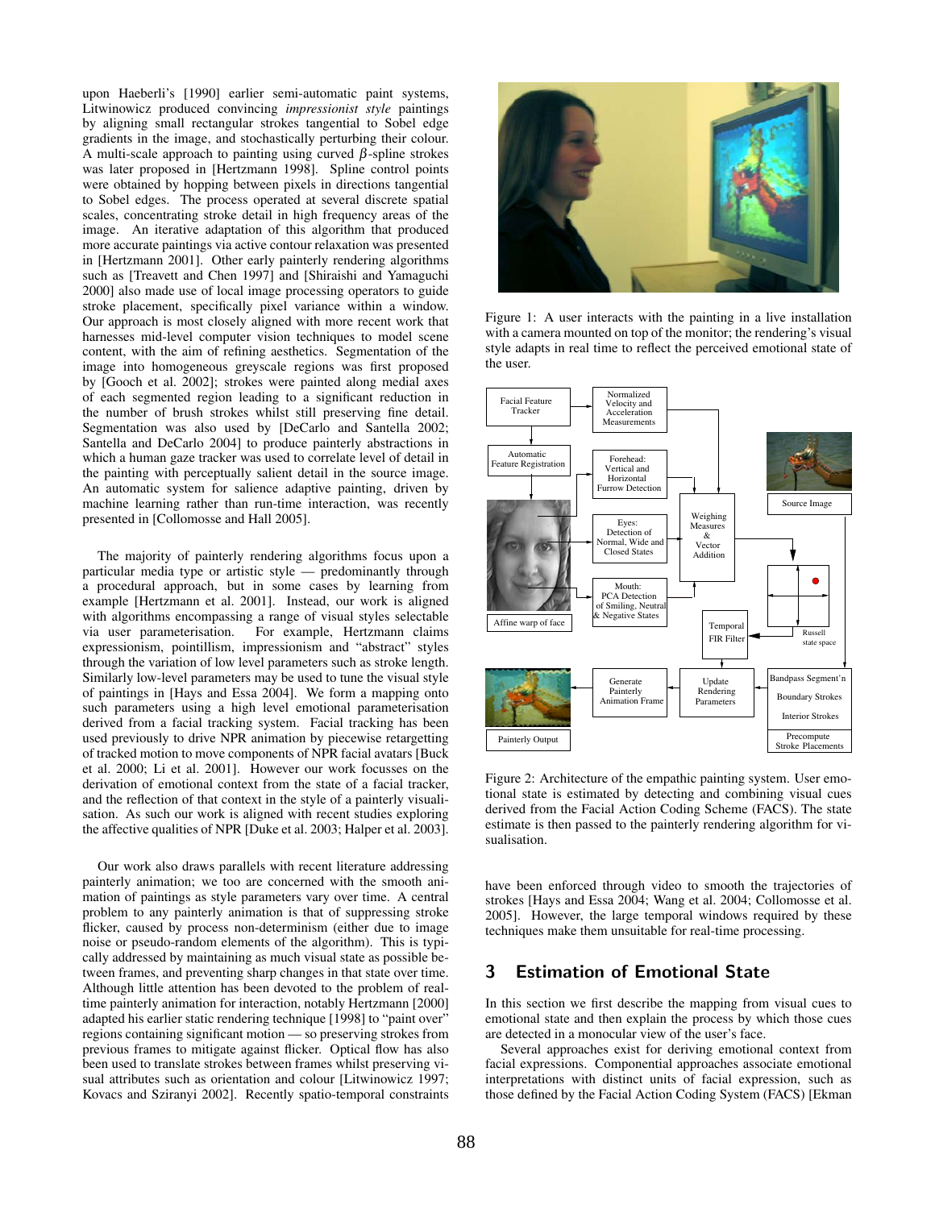upon Haeberli's [1990] earlier semi-automatic paint systems, Litwinowicz produced convincing *impressionist style* paintings by aligning small rectangular strokes tangential to Sobel edge gradients in the image, and stochastically perturbing their colour. A multi-scale approach to painting using curved $\beta$-spline strokes was later proposed in [Hertzmann 1998]. Spline control points were obtained by hopping between pixels in directions tangential to Sobel edges. The process operated at several discrete spatial scales, concentrating stroke detail in high frequency areas of the image. An iterative adaptation of this algorithm that produced more accurate paintings via active contour relaxation was presented in [Hertzmann 2001]. Other early painterly rendering algorithms such as [Treavett and Chen 1997] and [Shiraishi and Yamaguchi 2000] also made use of local image processing operators to guide stroke placement, specifically pixel variance within a window. Our approach is most closely aligned with more recent work that harnesses mid-level computer vision techniques to model scene content, with the aim of refining aesthetics. Segmentation of the image into homogeneous greyscale regions was first proposed by [Gooch et al. 2002]; strokes were painted along medial axes of each segmented region leading to a significant reduction in the number of brush strokes whilst still preserving fine detail. Segmentation was also used by [DeCarlo and Santella 2002; Santella and DeCarlo 2004] to produce painterly abstractions in which a human gaze tracker was used to correlate level of detail in the painting with perceptually salient detail in the source image. An automatic system for salience adaptive painting, driven by machine learning rather than run-time interaction, was recently presented in [Collomosse and Hall 2005].

The majority of painterly rendering algorithms focus upon a particular media type or artistic style — predominantly through a procedural approach, but in some cases by learning from example [Hertzmann et al. 2001]. Instead, our work is aligned with algorithms encompassing a range of visual styles selectable via user parameterisation. For example, Hertzmann claims expressionism, pointillism, impressionism and "abstract" styles through the variation of low level parameters such as stroke length. Similarly low-level parameters may be used to tune the visual style of paintings in [Hays and Essa 2004]. We form a mapping onto such parameters using a high level emotional parameterisation derived from a facial tracking system. Facial tracking has been used previously to drive NPR animation by piecewise retargetting of tracked motion to move components of NPR facial avatars [Buck et al. 2000; Li et al. 2001]. However our work focusses on the derivation of emotional context from the state of a facial tracker, and the reflection of that context in the style of a painterly visualisation. As such our work is aligned with recent studies exploring the affective qualities of NPR [Duke et al. 2003; Halper et al. 2003].

Our work also draws parallels with recent literature addressing painterly animation; we too are concerned with the smooth animation of paintings as style parameters vary over time. A central problem to any painterly animation is that of suppressing stroke flicker, caused by process non-determinism (either due to image noise or pseudo-random elements of the algorithm). This is typically addressed by maintaining as much visual state as possible between frames, and preventing sharp changes in that state over time. Although little attention has been devoted to the problem of real-time painterly animation for interaction, notably Hertzmann [2000] adapted his earlier static rendering technique [1998] to "paint over" regions containing significant motion — so preserving strokes from previous frames to mitigate against flicker. Optical flow has also been used to translate strokes between frames whilst preserving visual attributes such as orientation and colour [Litwinowicz 1997; Kovacs and Sziranyi 2002]. Recently spatio-temporal constraints have been enforced through video to smooth the trajectories of strokes [Hays and Essa 2004; Wang et al. 2004; Collomosse et al. 2005]. However, the large temporal windows required by these techniques make them unsuitable for real-time processing.

Figure 1: A user interacts with the painting in a live installation with a camera mounted on top of the monitor; the rendering's visual style adapts in real time to reflect the perceived emotional state of the user.

Figure 2: Architecture of the empathic painting system. User emotional state is estimated by detecting and combining visual cues derived from the Facial Action Coding Scheme (FACS). The state estimate is then passed to the painterly rendering algorithm for visualisation.

## 3 Estimation of Emotional State

In this section we first describe the mapping from visual cues to emotional state and then explain the process by which those cues are detected in a monocular view of the user's face.

Several approaches exist for deriving emotional context from facial expressions. Componential approaches associate emotional interpretations with distinct units of facial expression, such as those defined by the Facial Action Coding System (FACS) [Ekman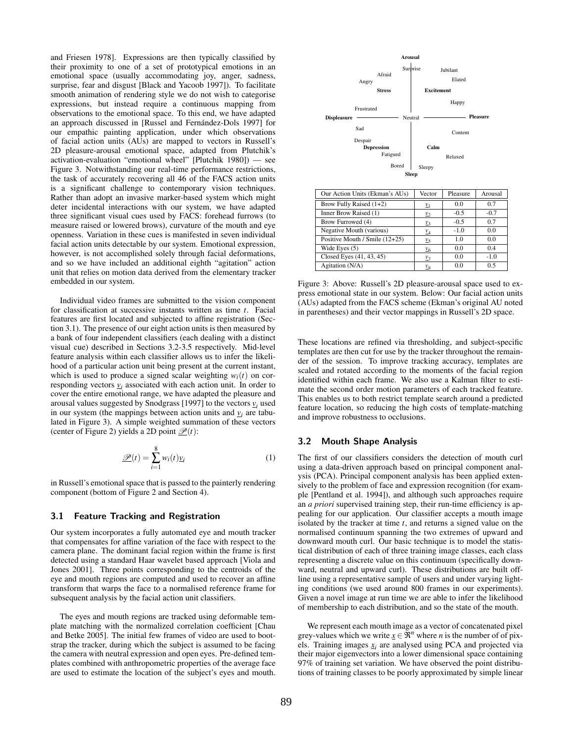and Friesen 1978]. Expressions are then typically classified by their proximity to one of a set of prototypical emotions in an emotional space (usually accommodating joy, anger, sadness, surprise, fear and disgust [Black and Yacoob 1997]). To facilitate smooth animation of rendering style we do not wish to categorise expressions, but instead require a continuous mapping from observations to the emotional space. To this end, we have adapted an approach discussed in [Russel and Fernández-Dols 1997] for our empathic painting application, under which observations of facial action units (AUs) are mapped to vectors in Russell's 2D pleasure-arousal emotional space, adapted from Plutchik's activation-evaluation "emotional wheel" [Plutchik 1980]) — see Figure 3. Notwithstanding our real-time performance restrictions, the task of accurately recovering all 46 of the FACS action units is a significant challenge to contemporary vision techniques. Rather than adopt an invasive marker-based system which might deter incidental interactions with our system, we have adapted three significant visual cues used by FACS: forehead furrows (to measure raised or lowered brows), curvature of the mouth and eye openness. Variation in these cues is manifested in seven individual facial action units detectable by our system. Emotional expression, however, is not accomplished solely through facial deformations, and so we have included an additional eighth "agitation" action unit that relies on motion data derived from the elementary tracker embedded in our system.

Individual video frames are submitted to the vision component for classification at successive instants written as $t$. Facial features are first located and subjected to affine registration (Section 3.1). The presence of our eight action units is then measured by a bank of four independent classifiers (each dealing with a distinct visual cue) described in Sections 3.2-3.5 respectively. Mid-level feature analysis within each classifier allows us to infer the likelihood of a particular action unit being present at the current instant, which is used to produce a signed scalar weighting $w_i(t)$ on corresponding vectors $\underline{v}_i$ associated with each action unit. In order to cover the entire emotional range, we have adapted the pleasure and arousal values suggested by Snodgrass [1997] to the vectors $\underline{v}_i$ used in our system (the mappings between action units and $\underline{v}_i$ are tabulated in Figure 3). A simple weighted summation of these vectors (center of Figure 2) yields a 2D point $\underline{\mathscr{P}}(t)$:

$$\underline{\mathscr{P}}(t) = \sum_{i=1}^{8} w_i(t)\underline{v}_i \tag{1}$$

in Russell's emotional space that is passed to the painterly rendering component (bottom of Figure 2 and Section 4).

### 3.1 Feature Tracking and Registration

Our system incorporates a fully automated eye and mouth tracker that compensates for affine variation of the face with respect to the camera plane. The dominant facial region within the frame is first detected using a standard Haar wavelet based approach [Viola and Jones 2001]. Three points corresponding to the centroids of the eye and mouth regions are computed and used to recover an affine transform that warps the face to a normalised reference frame for subsequent analysis by the facial action unit classifiers.

The eyes and mouth regions are tracked using deformable template matching with the normalized correlation coefficient [Chau and Betke 2005]. The initial few frames of video are used to bootstrap the tracker, during which the subject is assumed to be facing the camera with neutral expression and open eyes. Pre-defined templates combined with anthropometric properties of the average face are used to estimate the location of the subject's eyes and mouth.

Arousal — Surprise, Jubilant, Afraid, Elated, Angry, Stress, Excitement, Happy, Frustrated, Displeasure, Neutral, Pleasure, Sad, Content, Despair, Depression, Calm, Fatigued, Relaxed, Bored, Sleepy, Sleep

| Our Action Units (Ekman's AUs) | Vector | Pleasure | Arousal |
|---|---|---|---|
| Brow Fully Raised (1+2) | $\underline{v}_1$ | 0.0 | 0.7 |
| Inner Brow Raised (1) | $\underline{v}_2$ | -0.5 | -0.7 |
| Brow Furrowed (4) | $\underline{v}_3$ | -0.5 | 0.7 |
| Negative Mouth (various) | $\underline{v}_4$ | -1.0 | 0.0 |
| Positive Mouth / Smile (12+25) | $\underline{v}_5$ | 1.0 | 0.0 |
| Wide Eyes (5) | $\underline{v}_6$ | 0.0 | 0.4 |
| Closed Eyes (41, 43, 45) | $\underline{v}_7$ | 0.0 | -1.0 |
| Agitation (N/A) | $\underline{v}_8$ | 0.0 | 0.5 |

Figure 3: Above: Russell's 2D pleasure-arousal space used to express emotional state in our system. Below: Our facial action units (AUs) adapted from the FACS scheme (Ekman's original AU noted in parentheses) and their vector mappings in Russell's 2D space.

These locations are refined via thresholding, and subject-specific templates are then cut for use by the tracker throughout the remainder of the session. To improve tracking accuracy, templates are scaled and rotated according to the moments of the facial region identified within each frame. We also use a Kalman filter to estimate the second order motion parameters of each tracked feature. This enables us to both restrict template search around a predicted feature location, so reducing the high costs of template-matching and improve robustness to occlusions.

### 3.2 Mouth Shape Analysis

The first of our classifiers considers the detection of mouth curl using a data-driven approach based on principal component analysis (PCA). Principal component analysis has been applied extensively to the problem of face and expression recognition (for example [Pentland et al. 1994]), and although such approaches require an *a priori* supervised training step, their run-time efficiency is appealing for our application. Our classifier accepts a mouth image isolated by the tracker at time $t$, and returns a signed value on the normalised continuum spanning the two extremes of upward and downward mouth curl. Our basic technique is to model the statistical distribution of each of three training image classes, each class representing a discrete value on this continuum (specifically downward, neutral and upward curl). These distributions are built offline using a representative sample of users and under varying lighting conditions (we used around 800 frames in our experiments). Given a novel image at run time we are able to infer the likelihood of membership to each distribution, and so the state of the mouth.

We represent each mouth image as a vector of concatenated pixel grey-values which we write $\underline{x} \in \Re^n$ where $n$ is the number of of pixels. Training images $\underline{x}_i$ are analysed using PCA and projected via their major eigenvectors into a lower dimensional space containing 97% of training set variation. We have observed the point distributions of training classes to be poorly approximated by simple linear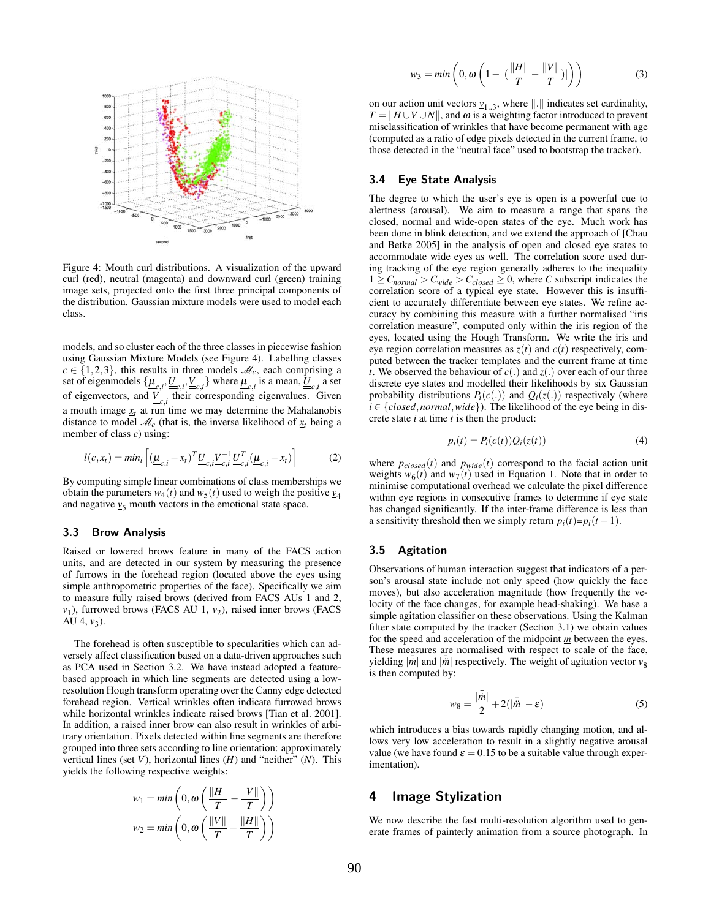Figure 4: Mouth curl distributions. A visualization of the upward curl (red), neutral (magenta) and downward curl (green) training image sets, projected onto the first three principal components of the distribution. Gaussian mixture models were used to model each class.

models, and so cluster each of the three classes in piecewise fashion using Gaussian Mixture Models (see Figure 4). Labelling classes $c \in \{1,2,3\}$, this results in three models $\mathscr{M}_c$, each comprising a set of eigenmodels $\{\underline{\mu}_{c,i}, \underline{\underline{U}}_{c,i}, \underline{\underline{V}}_{c,i}\}$ where $\underline{\mu}_{c,i}$ is a mean, $\underline{\underline{U}}_{c,i}$ a set of eigenvectors, and $\underline{\underline{V}}_{c,i}$ their corresponding eigenvalues. Given a mouth image $\underline{x}_t$ at run time we may determine the Mahalanobis distance to model $\mathscr{M}_c$ (that is, the inverse likelihood of $\underline{x}_t$ being a member of class $c$) using:

$$l(c, \underline{x}_t) = min_i \left[ (\underline{\mu}_{c,i} - \underline{x}_t)^T \underline{\underline{U}}_{c,i} \underline{\underline{V}}_{c,i}^{-1} \underline{\underline{U}}_{c,i}^T (\underline{\mu}_{c,i} - \underline{x}_t) \right] \quad (2)$$

By computing simple linear combinations of class memberships we obtain the parameters $w_4(t)$ and $w_5(t)$ used to weigh the positive $\underline{v}_4$ and negative $\underline{v}_5$ mouth vectors in the emotional state space.

### 3.3 Brow Analysis

Raised or lowered brows feature in many of the FACS action units, and are detected in our system by measuring the presence of furrows in the forehead region (located above the eyes using simple anthropometric properties of the face). Specifically we aim to measure fully raised brows (derived from FACS AUs 1 and 2, $\underline{v}_1$), furrowed brows (FACS AU 1, $\underline{v}_2$), raised inner brows (FACS AU 4, $\underline{v}_3$).

The forehead is often susceptible to specularities which can adversely affect classification based on a data-driven approaches such as PCA used in Section 3.2. We have instead adopted a feature-based approach in which line segments are detected using a low-resolution Hough transform operating over the Canny edge detected forehead region. Vertical wrinkles often indicate furrowed brows while horizontal wrinkles indicate raised brows [Tian et al. 2001]. In addition, a raised inner brow can also result in wrinkles of arbitrary orientation. Pixels detected within line segments are therefore grouped into three sets according to line orientation: approximately vertical lines (set $V$), horizontal lines ($H$) and "neither" ($N$). This yields the following respective weights:

$$w_1 = min\left(0, \omega\left(\frac{\|H\|}{T} - \frac{\|V\|}{T}\right)\right)$$

$$w_2 = min\left(0, \omega\left(\frac{\|V\|}{T} - \frac{\|H\|}{T}\right)\right)$$

$$w_3 = min\left(0, \omega\left(1 - |(\frac{\|H\|}{T} - \frac{\|V\|}{T})|\right)\right) \quad (3)$$

on our action unit vectors $\underline{v}_{1..3}$, where $\|.\|$ indicates set cardinality, $T = \|H \cup V \cup N\|$, and $\omega$ is a weighting factor introduced to prevent misclassification of wrinkles that have become permanent with age (computed as a ratio of edge pixels detected in the current frame, to those detected in the "neutral face" used to bootstrap the tracker).

### 3.4 Eye State Analysis

The degree to which the user's eye is open is a powerful cue to alertness (arousal). We aim to measure a range that spans the closed, normal and wide-open states of the eye. Much work has been done in blink detection, and we extend the approach of [Chau and Betke 2005] in the analysis of open and closed eye states to accommodate wide eyes as well. The correlation score used during tracking of the eye region generally adheres to the inequality $1 \geq C_{normal} > C_{wide} > C_{closed} \geq 0$, where $C$ subscript indicates the correlation score of a typical eye state. However this is insufficient to accurately differentiate between eye states. We refine accuracy by combining this measure with a further normalised "iris correlation measure", computed only within the iris region of the eyes, located using the Hough Transform. We write the iris and eye region correlation measures as $z(t)$ and $c(t)$ respectively, computed between the tracker templates and the current frame at time $t$. We observed the behaviour of $c(.)$ and $z(.)$ over each of our three discrete eye states and modelled their likelihoods by six Gaussian probability distributions $P_i(c(.))$ and $Q_i(z(.))$ respectively (where $i \in \{closed, normal, wide\}$). The likelihood of the eye being in discrete state $i$ at time $t$ is then the product:

$$p_i(t) = P_i(c(t))Q_i(z(t)) \quad (4)$$

where $p_{closed}(t)$ and $p_{wide}(t)$ correspond to the facial action unit weights $w_6(t)$ and $w_7(t)$ used in Equation 1. Note that in order to minimise computational overhead we calculate the pixel difference within eye regions in consecutive frames to determine if eye state has changed significantly. If the inter-frame difference is less than a sensitivity threshold then we simply return $p_i(t)$=$p_i(t-1)$.

### 3.5 Agitation

Observations of human interaction suggest that indicators of a person's arousal state include not only speed (how quickly the face moves), but also acceleration magnitude (how frequently the velocity of the face changes, for example head-shaking). We base a simple agitation classifier on these observations. Using the Kalman filter state computed by the tracker (Section 3.1) we obtain values for the speed and acceleration of the midpoint $\underline{m}$ between the eyes. These measures are normalised with respect to scale of the face, yielding $|\dot{\underline{m}}|$ and $|\ddot{\underline{m}}|$ respectively. The weight of agitation vector $\underline{v}_8$ is then computed by:

$$w_8 = \frac{|\dot{\underline{m}}|}{2} + 2(|\ddot{\underline{m}}| - \varepsilon) \quad (5)$$

which introduces a bias towards rapidly changing motion, and allows very low acceleration to result in a slightly negative arousal value (we have found $\varepsilon = 0.15$ to be a suitable value through experimentation).

## 4 Image Stylization

We now describe the fast multi-resolution algorithm used to generate frames of painterly animation from a source photograph. In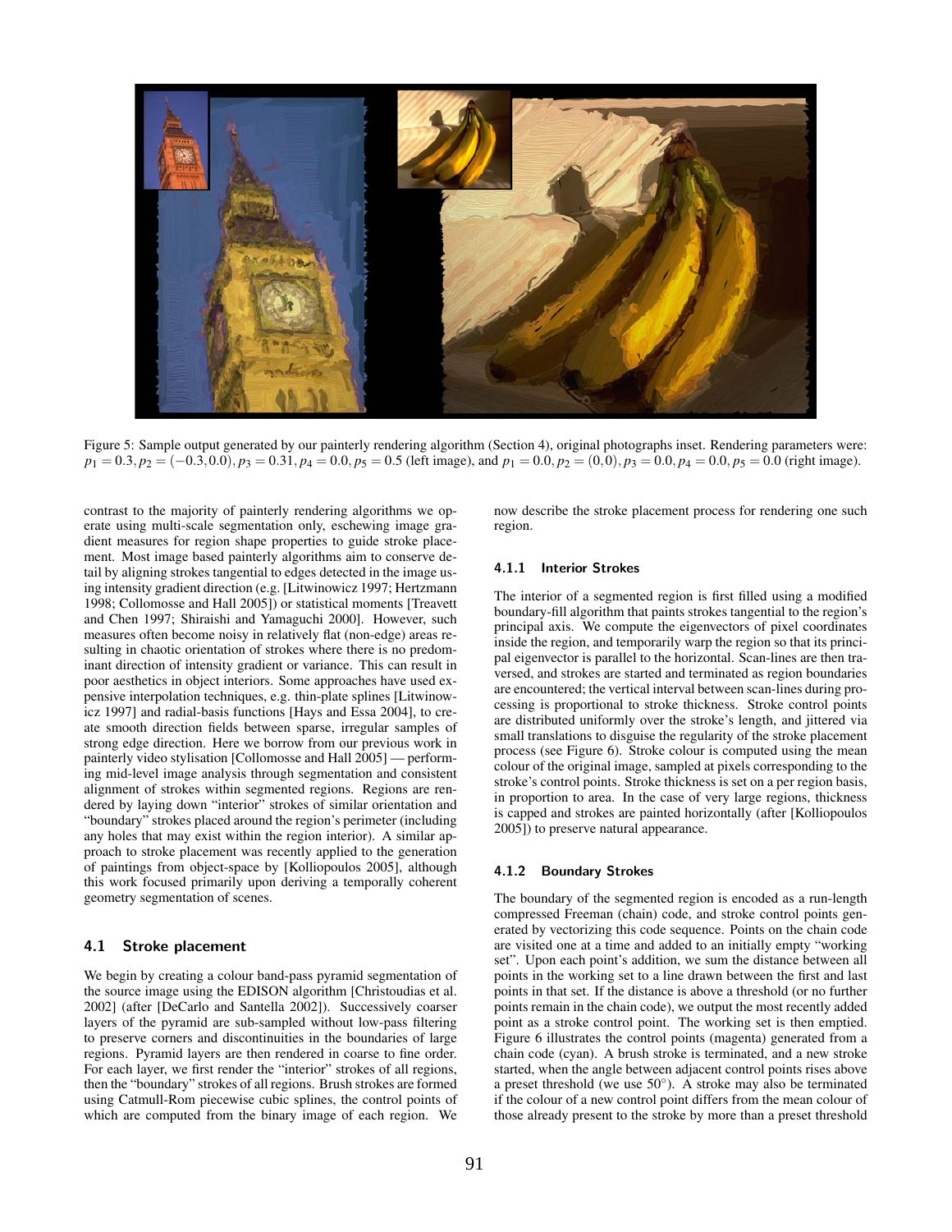Figure 5: Sample output generated by our painterly rendering algorithm (Section 4), original photographs inset. Rendering parameters were: $p_1 = 0.3, p_2 = (-0.3, 0.0), p_3 = 0.31, p_4 = 0.0, p_5 = 0.5$ (left image), and $p_1 = 0.0, p_2 = (0, 0), p_3 = 0.0, p_4 = 0.0, p_5 = 0.0$ (right image).

contrast to the majority of painterly rendering algorithms we operate using multi-scale segmentation only, eschewing image gradient measures for region shape properties to guide stroke placement. Most image based painterly algorithms aim to conserve detail by aligning strokes tangential to edges detected in the image using intensity gradient direction (e.g. [Litwinowicz 1997; Hertzmann 1998; Collomosse and Hall 2005]) or statistical moments [Treavett and Chen 1997; Shiraishi and Yamaguchi 2000]. However, such measures often become noisy in relatively flat (non-edge) areas resulting in chaotic orientation of strokes where there is no predominant direction of intensity gradient or variance. This can result in poor aesthetics in object interiors. Some approaches have used expensive interpolation techniques, e.g. thin-plate splines [Litwinowicz 1997] and radial-basis functions [Hays and Essa 2004], to create smooth direction fields between sparse, irregular samples of strong edge direction. Here we borrow from our previous work in painterly video stylisation [Collomosse and Hall 2005] — performing mid-level image analysis through segmentation and consistent alignment of strokes within segmented regions. Regions are rendered by laying down "interior" strokes of similar orientation and "boundary" strokes placed around the region's perimeter (including any holes that may exist within the region interior). A similar approach to stroke placement was recently applied to the generation of paintings from object-space by [Kolliopoulos 2005], although this work focused primarily upon deriving a temporally coherent geometry segmentation of scenes.

### 4.1 Stroke placement

We begin by creating a colour band-pass pyramid segmentation of the source image using the EDISON algorithm [Christoudias et al. 2002] (after [DeCarlo and Santella 2002]). Successively coarser layers of the pyramid are sub-sampled without low-pass filtering to preserve corners and discontinuities in the boundaries of large regions. Pyramid layers are then rendered in coarse to fine order. For each layer, we first render the "interior" strokes of all regions, then the "boundary" strokes of all regions. Brush strokes are formed using Catmull-Rom piecewise cubic splines, the control points of which are computed from the binary image of each region. We now describe the stroke placement process for rendering one such region.

#### 4.1.1 Interior Strokes

The interior of a segmented region is first filled using a modified boundary-fill algorithm that paints strokes tangential to the region's principal axis. We compute the eigenvectors of pixel coordinates inside the region, and temporarily warp the region so that its principal eigenvector is parallel to the horizontal. Scan-lines are then traversed, and strokes are started and terminated as region boundaries are encountered; the vertical interval between scan-lines during processing is proportional to stroke thickness. Stroke control points are distributed uniformly over the stroke's length, and jittered via small translations to disguise the regularity of the stroke placement process (see Figure 6). Stroke colour is computed using the mean colour of the original image, sampled at pixels corresponding to the stroke's control points. Stroke thickness is set on a per region basis, in proportion to area. In the case of very large regions, thickness is capped and strokes are painted horizontally (after [Kolliopoulos 2005]) to preserve natural appearance.

#### 4.1.2 Boundary Strokes

The boundary of the segmented region is encoded as a run-length compressed Freeman (chain) code, and stroke control points generated by vectorizing this code sequence. Points on the chain code are visited one at a time and added to an initially empty "working set". Upon each point's addition, we sum the distance between all points in the working set to a line drawn between the first and last points in that set. If the distance is above a threshold (or no further points remain in the chain code), we output the most recently added point as a stroke control point. The working set is then emptied. Figure 6 illustrates the control points (magenta) generated from a chain code (cyan). A brush stroke is terminated, and a new stroke started, when the angle between adjacent control points rises above a preset threshold (we use 50°). A stroke may also be terminated if the colour of a new control point differs from the mean colour of those already present to the stroke by more than a preset threshold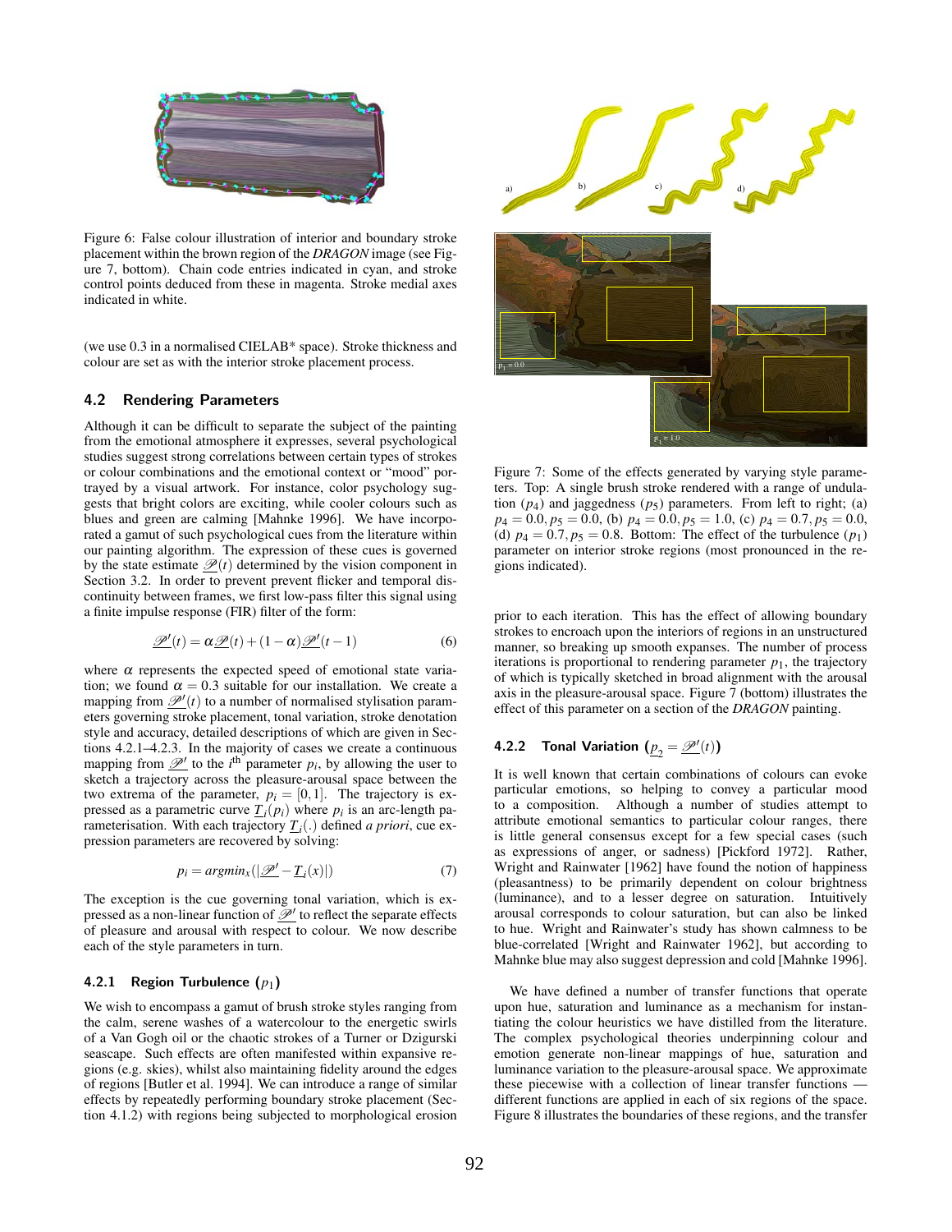Figure 6: False colour illustration of interior and boundary stroke placement within the brown region of the *DRAGON* image (see Figure 7, bottom). Chain code entries indicated in cyan, and stroke control points deduced from these in magenta. Stroke medial axes indicated in white.

(we use 0.3 in a normalised CIELAB* space). Stroke thickness and colour are set as with the interior stroke placement process.

### 4.2 Rendering Parameters

Although it can be difficult to separate the subject of the painting from the emotional atmosphere it expresses, several psychological studies suggest strong correlations between certain types of strokes or colour combinations and the emotional context or "mood" portrayed by a visual artwork. For instance, color psychology suggests that bright colors are exciting, while cooler colours such as blues and green are calming [Mahnke 1996]. We have incorporated a gamut of such psychological cues from the literature within our painting algorithm. The expression of these cues is governed by the state estimate $\underline{\mathscr{P}}(t)$ determined by the vision component in Section 3.2. In order to prevent prevent flicker and temporal discontinuity between frames, we first low-pass filter this signal using a finite impulse response (FIR) filter of the form:

$$\underline{\mathscr{P}}'(t) = \alpha \underline{\mathscr{P}}(t) + (1-\alpha)\underline{\mathscr{P}}'(t-1) \quad (6)$$

where $\alpha$ represents the expected speed of emotional state variation; we found $\alpha = 0.3$ suitable for our installation. We create a mapping from $\underline{\mathscr{P}}'(t)$ to a number of normalised stylisation parameters governing stroke placement, tonal variation, stroke denotation style and accuracy, detailed descriptions of which are given in Sections 4.2.1–4.2.3. In the majority of cases we create a continuous mapping from $\underline{\mathscr{P}}'$ to the $i^{\text{th}}$ parameter $p_i$, by allowing the user to sketch a trajectory across the pleasure-arousal space between the two extrema of the parameter, $p_i = [0,1]$. The trajectory is expressed as a parametric curve $\underline{T}_i(p_i)$ where $p_i$ is an arc-length parameterisation. With each trajectory $\underline{T}_i(.)$ defined *a priori*, cue expression parameters are recovered by solving:

$$p_i = argmin_x(|\underline{\mathscr{P}}' - \underline{T}_i(x)|) \quad (7)$$

The exception is the cue governing tonal variation, which is expressed as a non-linear function of $\underline{\mathscr{P}}'$ to reflect the separate effects of pleasure and arousal with respect to colour. We now describe each of the style parameters in turn.

#### 4.2.1 Region Turbulence ($p_1$)

We wish to encompass a gamut of brush stroke styles ranging from the calm, serene washes of a watercolour to the energetic swirls of a Van Gogh oil or the chaotic strokes of a Turner or Dzigurski seascape. Such effects are often manifested within expansive regions (e.g. skies), whilst also maintaining fidelity around the edges of regions [Butler et al. 1994]. We can introduce a range of similar effects by repeatedly performing boundary stroke placement (Section 4.1.2) with regions being subjected to morphological erosion prior to each iteration. This has the effect of allowing boundary strokes to encroach upon the interiors of regions in an unstructured manner, so breaking up smooth expanses. The number of process iterations is proportional to rendering parameter $p_1$, the trajectory of which is typically sketched in broad alignment with the arousal axis in the pleasure-arousal space. Figure 7 (bottom) illustrates the effect of this parameter on a section of the *DRAGON* painting.

Figure 7: Some of the effects generated by varying style parameters. Top: A single brush stroke rendered with a range of undulation ($p_4$) and jaggedness ($p_5$) parameters. From left to right; (a) $p_4 = 0.0, p_5 = 0.0$, (b) $p_4 = 0.0, p_5 = 1.0$, (c) $p_4 = 0.7, p_5 = 0.0$, (d) $p_4 = 0.7, p_5 = 0.8$. Bottom: The effect of the turbulence ($p_1$) parameter on interior stroke regions (most pronounced in the regions indicated).

#### 4.2.2 Tonal Variation ($\underline{p}_2 = \underline{\mathscr{P}}'(t)$)

It is well known that certain combinations of colours can evoke particular emotions, so helping to convey a particular mood to a composition. Although a number of studies attempt to attribute emotional semantics to particular colour ranges, there is little general consensus except for a few special cases (such as expressions of anger, or sadness) [Pickford 1972]. Rather, Wright and Rainwater [1962] have found the notion of happiness (pleasantness) to be primarily dependent on colour brightness (luminance), and to a lesser degree on saturation. Intuitively arousal corresponds to colour saturation, but can also be linked to hue. Wright and Rainwater's study has shown calmness to be blue-correlated [Wright and Rainwater 1962], but according to Mahnke blue may also suggest depression and cold [Mahnke 1996].

We have defined a number of transfer functions that operate upon hue, saturation and luminance as a mechanism for instantiating the colour heuristics we have distilled from the literature. The complex psychological theories underpinning colour and emotion generate non-linear mappings of hue, saturation and luminance variation to the pleasure-arousal space. We approximate these piecewise with a collection of linear transfer functions — different functions are applied in each of six regions of the space. Figure 8 illustrates the boundaries of these regions, and the transfer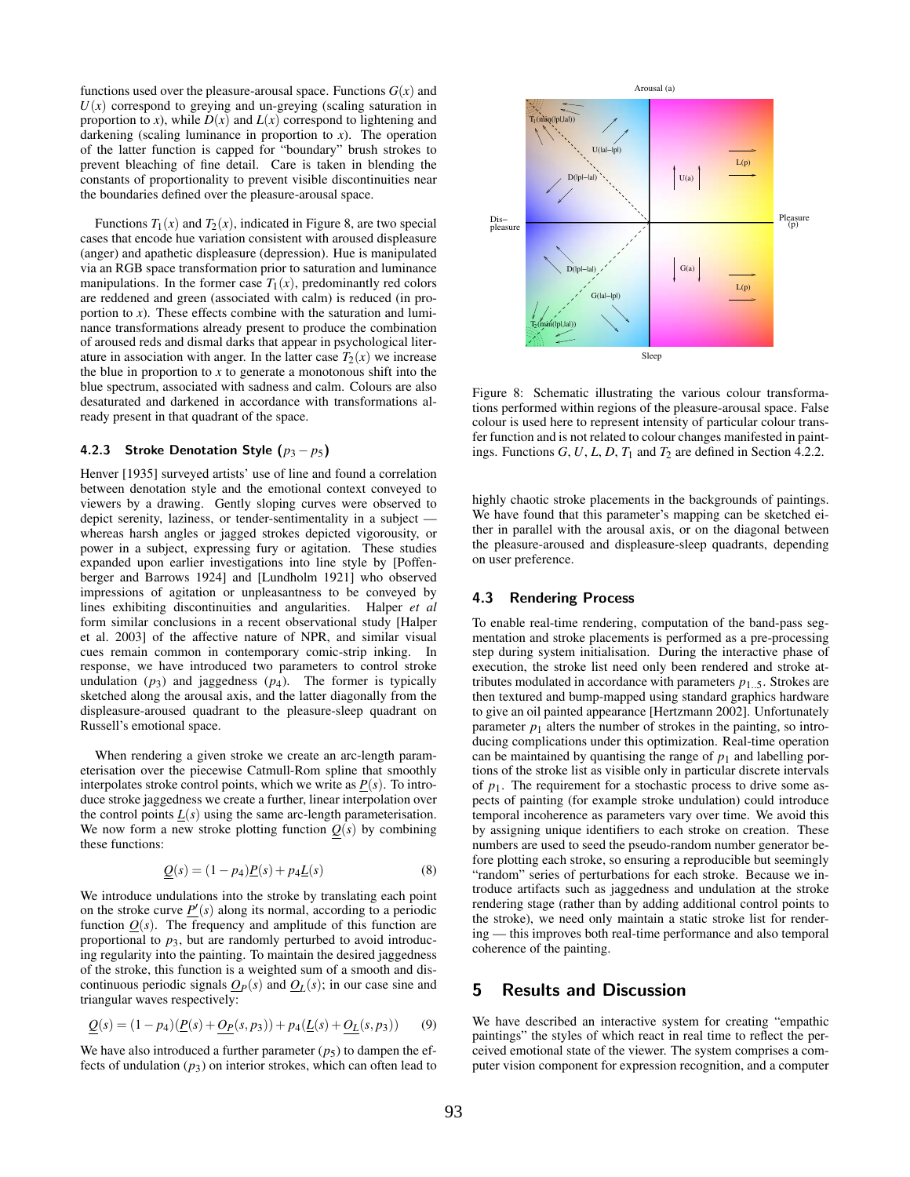functions used over the pleasure-arousal space. Functions $G(x)$ and $U(x)$ correspond to greying and un-greying (scaling saturation in proportion to $x$), while $D(x)$ and $L(x)$ correspond to lightening and darkening (scaling luminance in proportion to $x$). The operation of the latter function is capped for "boundary" brush strokes to prevent bleaching of fine detail. Care is taken in blending the constants of proportionality to prevent visible discontinuities near the boundaries defined over the pleasure-arousal space.

Functions $T_1(x)$ and $T_2(x)$, indicated in Figure 8, are two special cases that encode hue variation consistent with aroused displeasure (anger) and apathetic displeasure (depression). Hue is manipulated via an RGB space transformation prior to saturation and luminance manipulations. In the former case $T_1(x)$, predominantly red colors are reddened and green (associated with calm) is reduced (in proportion to $x$). These effects combine with the saturation and luminance transformations already present to produce the combination of aroused reds and dismal darks that appear in psychological literature in association with anger. In the latter case $T_2(x)$ we increase the blue in proportion to $x$ to generate a monotonous shift into the blue spectrum, associated with sadness and calm. Colours are also desaturated and darkened in accordance with transformations already present in that quadrant of the space.

### 4.2.3 Stroke Denotation Style ($p_3 - p_5$)

Henver [1935] surveyed artists' use of line and found a correlation between denotation style and the emotional context conveyed to viewers by a drawing. Gently sloping curves were observed to depict serenity, laziness, or tender-sentimentality in a subject — whereas harsh angles or jagged strokes depicted vigorousity, or power in a subject, expressing fury or agitation. These studies expanded upon earlier investigations into line style by [Poffenberger and Barrows 1924] and [Lundholm 1921] who observed impressions of agitation or unpleasantness to be conveyed by lines exhibiting discontinuities and angularities. Halper *et al* form similar conclusions in a recent observational study [Halper et al. 2003] of the affective nature of NPR, and similar visual cues remain common in contemporary comic-strip inking. In response, we have introduced two parameters to control stroke undulation ($p_3$) and jaggedness ($p_4$). The former is typically sketched along the arousal axis, and the latter diagonally from the displeasure-aroused quadrant to the pleasure-sleep quadrant on Russell's emotional space.

When rendering a given stroke we create an arc-length parameterisation over the piecewise Catmull-Rom spline that smoothly interpolates stroke control points, which we write as $\underline{P}(s)$. To introduce stroke jaggedness we create a further, linear interpolation over the control points $\underline{L}(s)$ using the same arc-length parameterisation. We now form a new stroke plotting function $\underline{Q}(s)$ by combining these functions:

$$\underline{Q}(s) = (1 - p_4)\underline{P}(s) + p_4\underline{L}(s) \tag{8}$$

We introduce undulations into the stroke by translating each point on the stroke curve $\underline{P}'(s)$ along its normal, according to a periodic function $\underline{O}(s)$. The frequency and amplitude of this function are proportional to $p_3$, but are randomly perturbed to avoid introducing regularity into the painting. To maintain the desired jaggedness of the stroke, this function is a weighted sum of a smooth and discontinuous periodic signals $\underline{O}_P(s)$ and $\underline{O}_L(s)$; in our case sine and triangular waves respectively:

$$\underline{Q}(s) = (1 - p_4)(\underline{P}(s) + \underline{O}_P(s, p_3)) + p_4(\underline{L}(s) + \underline{O}_L(s, p_3)) \tag{9}$$

We have also introduced a further parameter ($p_5$) to dampen the effects of undulation ($p_3$) on interior strokes, which can often lead to highly chaotic stroke placements in the backgrounds of paintings. We have found that this parameter's mapping can be sketched either in parallel with the arousal axis, or on the diagonal between the pleasure-aroused and displeasure-sleep quadrants, depending on user preference.

Figure 8: Schematic illustrating the various colour transformations performed within regions of the pleasure-arousal space. False colour is used here to represent intensity of particular colour transfer function and is not related to colour changes manifested in paintings. Functions $G$, $U$, $L$, $D$, $T_1$ and $T_2$ are defined in Section 4.2.2.

### 4.3 Rendering Process

To enable real-time rendering, computation of the band-pass segmentation and stroke placements is performed as a pre-processing step during system initialisation. During the interactive phase of execution, the stroke list need only been rendered and stroke attributes modulated in accordance with parameters $p_{1..5}$. Strokes are then textured and bump-mapped using standard graphics hardware to give an oil painted appearance [Hertzmann 2002]. Unfortunately parameter $p_1$ alters the number of strokes in the painting, so introducing complications under this optimization. Real-time operation can be maintained by quantising the range of $p_1$ and labelling portions of the stroke list as visible only in particular discrete intervals of $p_1$. The requirement for a stochastic process to drive some aspects of painting (for example stroke undulation) could introduce temporal incoherence as parameters vary over time. We avoid this by assigning unique identifiers to each stroke on creation. These numbers are used to seed the pseudo-random number generator before plotting each stroke, so ensuring a reproducible but seemingly "random" series of perturbations for each stroke. Because we introduce artifacts such as jaggedness and undulation at the stroke rendering stage (rather than by adding additional control points to the stroke), we need only maintain a static stroke list for rendering — this improves both real-time performance and also temporal coherence of the painting.

## 5 Results and Discussion

We have described an interactive system for creating "empathic paintings" the styles of which react in real time to reflect the perceived emotional state of the viewer. The system comprises a computer vision component for expression recognition, and a computer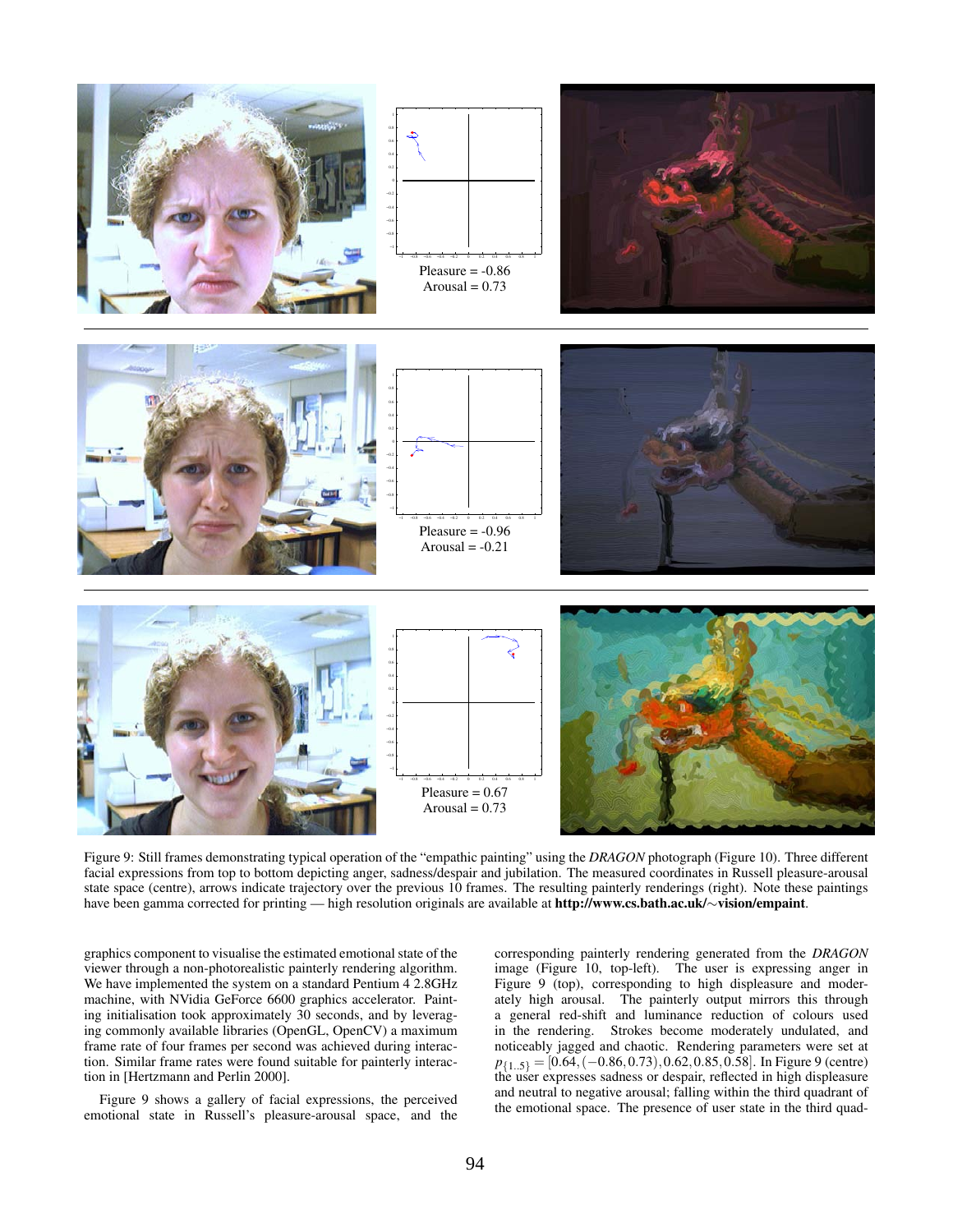Pleasure = -0.86
Arousal = 0.73

Pleasure = -0.96
Arousal = -0.21

Pleasure = 0.67
Arousal = 0.73

Figure 9: Still frames demonstrating typical operation of the "empathic painting" using the *DRAGON* photograph (Figure 10). Three different facial expressions from top to bottom depicting anger, sadness/despair and jubilation. The measured coordinates in Russell pleasure-arousal state space (centre), arrows indicate trajectory over the previous 10 frames. The resulting painterly renderings (right). Note these paintings have been gamma corrected for printing — high resolution originals are available at **http://www.cs.bath.ac.uk/∼vision/empaint**.

graphics component to visualise the estimated emotional state of the viewer through a non-photorealistic painterly rendering algorithm. We have implemented the system on a standard Pentium 4 2.8GHz machine, with NVidia GeForce 6600 graphics accelerator. Painting initialisation took approximately 30 seconds, and by leveraging commonly available libraries (OpenGL, OpenCV) a maximum frame rate of four frames per second was achieved during interaction. Similar frame rates were found suitable for painterly interaction in [Hertzmann and Perlin 2000].

Figure 9 shows a gallery of facial expressions, the perceived emotional state in Russell's pleasure-arousal space, and the corresponding painterly rendering generated from the *DRAGON* image (Figure 10, top-left). The user is expressing anger in Figure 9 (top), corresponding to high displeasure and moderately high arousal. The painterly output mirrors this through a general red-shift and luminance reduction of colours used in the rendering. Strokes become moderately undulated, and noticeably jagged and chaotic. Rendering parameters were set at $p_{\{1..5\}} = [0.64, (-0.86, 0.73), 0.62, 0.85, 0.58]$. In Figure 9 (centre) the user expresses sadness or despair, reflected in high displeasure and neutral to negative arousal; falling within the third quadrant of the emotional space. The presence of user state in the third quad-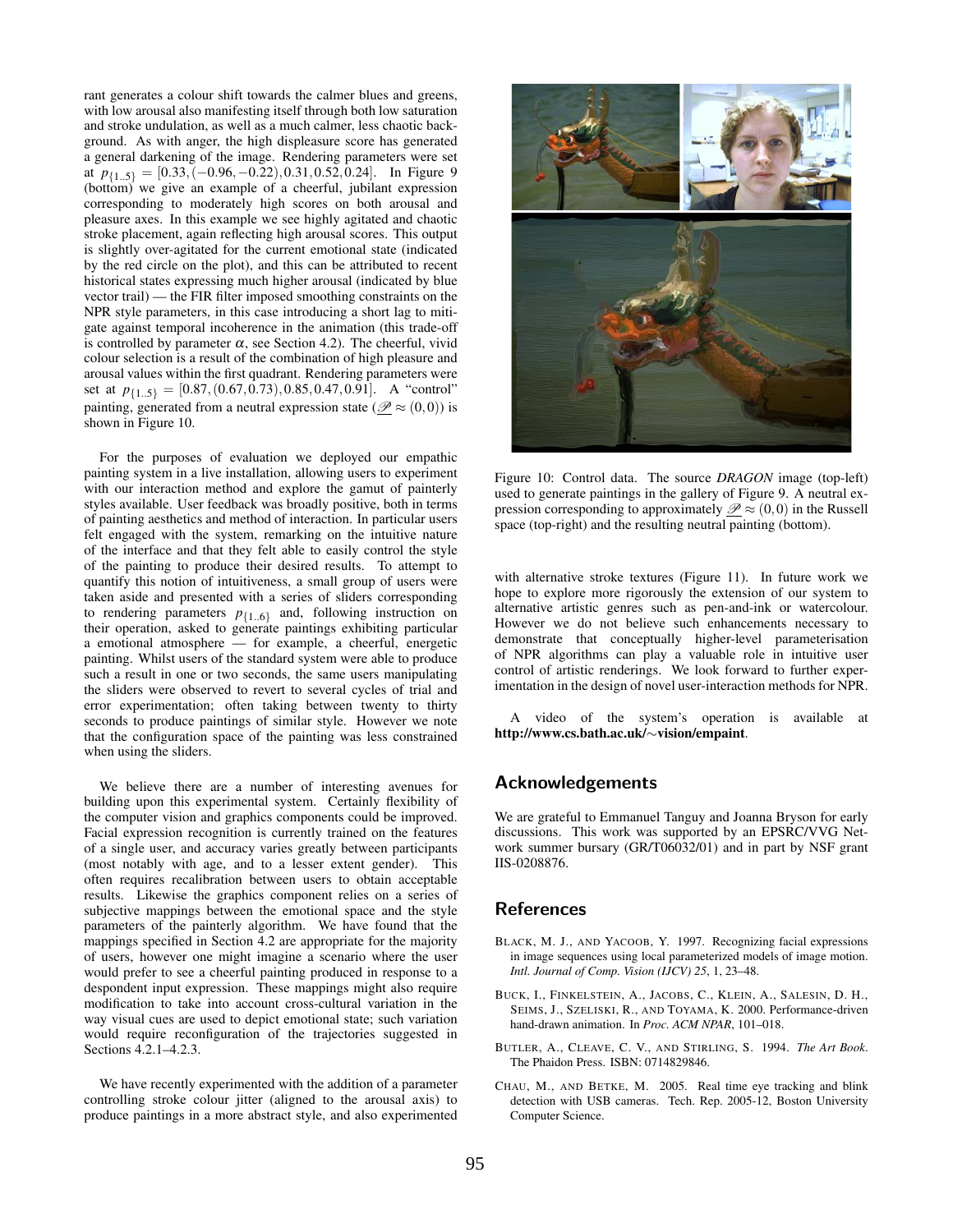rant generates a colour shift towards the calmer blues and greens, with low arousal also manifesting itself through both low saturation and stroke undulation, as well as a much calmer, less chaotic background. As with anger, the high displeasure score has generated a general darkening of the image. Rendering parameters were set at $p_{\{1..5\}} = [0.33, (-0.96, -0.22), 0.31, 0.52, 0.24]$. In Figure 9 (bottom) we give an example of a cheerful, jubilant expression corresponding to moderately high scores on both arousal and pleasure axes. In this example we see highly agitated and chaotic stroke placement, again reflecting high arousal scores. This output is slightly over-agitated for the current emotional state (indicated by the red circle on the plot), and this can be attributed to recent historical states expressing much higher arousal (indicated by blue vector trail) — the FIR filter imposed smoothing constraints on the NPR style parameters, in this case introducing a short lag to mitigate against temporal incoherence in the animation (this trade-off is controlled by parameter $\alpha$, see Section 4.2). The cheerful, vivid colour selection is a result of the combination of high pleasure and arousal values within the first quadrant. Rendering parameters were set at $p_{\{1..5\}} = [0.87, (0.67, 0.73), 0.85, 0.47, 0.91]$. A "control" painting, generated from a neutral expression state ($\underline{\mathscr{P}} \approx (0,0)$) is shown in Figure 10.

For the purposes of evaluation we deployed our empathic painting system in a live installation, allowing users to experiment with our interaction method and explore the gamut of painterly styles available. User feedback was broadly positive, both in terms of painting aesthetics and method of interaction. In particular users felt engaged with the system, remarking on the intuitive nature of the interface and that they felt able to easily control the style of the painting to produce their desired results. To attempt to quantify this notion of intuitiveness, a small group of users were taken aside and presented with a series of sliders corresponding to rendering parameters $p_{\{1..6\}}$ and, following instruction on their operation, asked to generate paintings exhibiting particular a emotional atmosphere — for example, a cheerful, energetic painting. Whilst users of the standard system were able to produce such a result in one or two seconds, the same users manipulating the sliders were observed to revert to several cycles of trial and error experimentation; often taking between twenty to thirty seconds to produce paintings of similar style. However we note that the configuration space of the painting was less constrained when using the sliders.

We believe there are a number of interesting avenues for building upon this experimental system. Certainly flexibility of the computer vision and graphics components could be improved. Facial expression recognition is currently trained on the features of a single user, and accuracy varies greatly between participants (most notably with age, and to a lesser extent gender). This often requires recalibration between users to obtain acceptable results. Likewise the graphics component relies on a series of subjective mappings between the emotional space and the style parameters of the painterly algorithm. We have found that the mappings specified in Section 4.2 are appropriate for the majority of users, however one might imagine a scenario where the user would prefer to see a cheerful painting produced in response to a despondent input expression. These mappings might also require modification to take into account cross-cultural variation in the way visual cues are used to depict emotional state; such variation would require reconfiguration of the trajectories suggested in Sections 4.2.1–4.2.3.

We have recently experimented with the addition of a parameter controlling stroke colour jitter (aligned to the arousal axis) to produce paintings in a more abstract style, and also experimented with alternative stroke textures (Figure 11). In future work we hope to explore more rigorously the extension of our system to alternative artistic genres such as pen-and-ink or watercolour. However we do not believe such enhancements necessary to demonstrate that conceptually higher-level parameterisation of NPR algorithms can play a valuable role in intuitive user control of artistic renderings. We look forward to further experimentation in the design of novel user-interaction methods for NPR.

Figure 10: Control data. The source *DRAGON* image (top-left) used to generate paintings in the gallery of Figure 9. A neutral expression corresponding to approximately $\underline{\mathscr{P}} \approx (0,0)$ in the Russell space (top-right) and the resulting neutral painting (bottom).

A video of the system's operation is available at **http://www.cs.bath.ac.uk/~vision/empaint**.

## Acknowledgements

We are grateful to Emmanuel Tanguy and Joanna Bryson for early discussions. This work was supported by an EPSRC/VVG Network summer bursary (GR/T06032/01) and in part by NSF grant IIS-0208876.

## References

BLACK, M. J., AND YACOOB, Y. 1997. Recognizing facial expressions in image sequences using local parameterized models of image motion. *Intl. Journal of Comp. Vision (IJCV) 25*, 1, 23–48.

BUCK, I., FINKELSTEIN, A., JACOBS, C., KLEIN, A., SALESIN, D. H., SEIMS, J., SZELISKI, R., AND TOYAMA, K. 2000. Performance-driven hand-drawn animation. In *Proc. ACM NPAR*, 101–018.

BUTLER, A., CLEAVE, C. V., AND STIRLING, S. 1994. *The Art Book*. The Phaidon Press. ISBN: 0714829846.

CHAU, M., AND BETKE, M. 2005. Real time eye tracking and blink detection with USB cameras. Tech. Rep. 2005-12, Boston University Computer Science.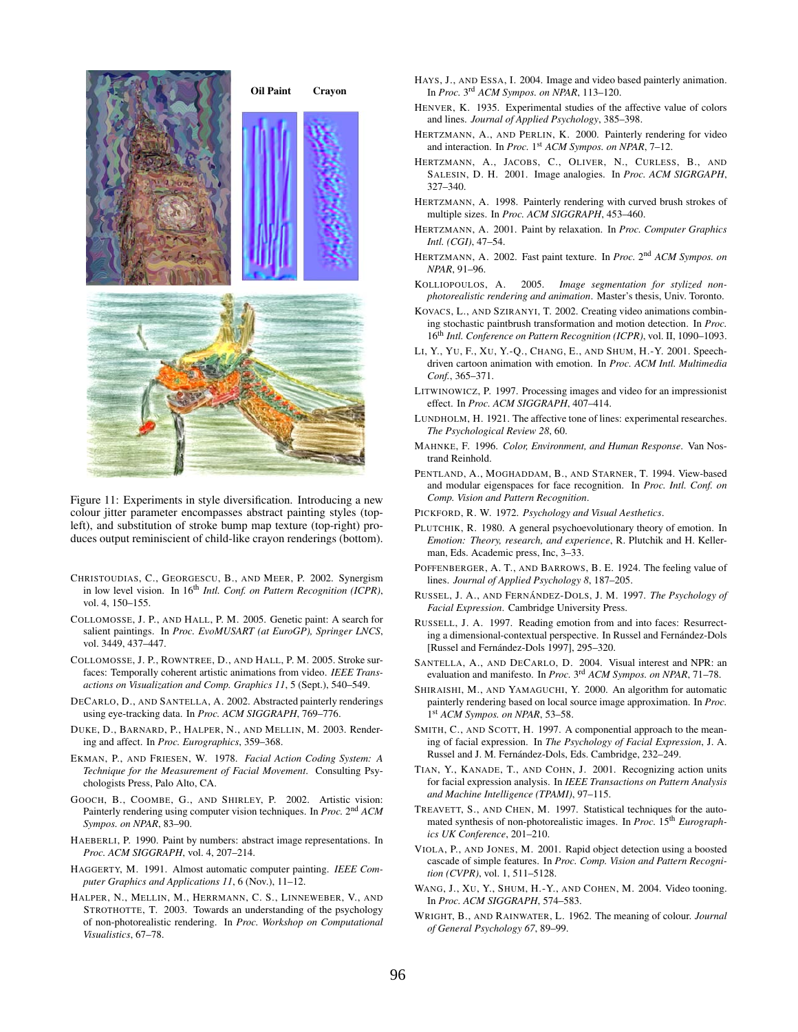Oil Paint Crayon

Figure 11: Experiments in style diversification. Introducing a new colour jitter parameter encompasses abstract painting styles (top-left), and substitution of stroke bump map texture (top-right) produces output reminiscent of child-like crayon renderings (bottom).

CHRISTOUDIAS, C., GEORGESCU, B., AND MEER, P. 2002. Synergism in low level vision. In 16th *Intl. Conf. on Pattern Recognition (ICPR)*, vol. 4, 150–155.

COLLOMOSSE, J. P., AND HALL, P. M. 2005. Genetic paint: A search for salient paintings. In *Proc. EvoMUSART (at EuroGP), Springer LNCS*, vol. 3449, 437–447.

COLLOMOSSE, J. P., ROWNTREE, D., AND HALL, P. M. 2005. Stroke surfaces: Temporally coherent artistic animations from video. *IEEE Transactions on Visualization and Comp. Graphics 11*, 5 (Sept.), 540–549.

DECARLO, D., AND SANTELLA, A. 2002. Abstracted painterly renderings using eye-tracking data. In *Proc. ACM SIGGRAPH*, 769–776.

DUKE, D., BARNARD, P., HALPER, N., AND MELLIN, M. 2003. Rendering and affect. In *Proc. Eurographics*, 359–368.

EKMAN, P., AND FRIESEN, W. 1978. *Facial Action Coding System: A Technique for the Measurement of Facial Movement*. Consulting Psychologists Press, Palo Alto, CA.

GOOCH, B., COOMBE, G., AND SHIRLEY, P. 2002. Artistic vision: Painterly rendering using computer vision techniques. In *Proc.* 2nd *ACM Sympos. on NPAR*, 83–90.

HAEBERLI, P. 1990. Paint by numbers: abstract image representations. In *Proc. ACM SIGGRAPH*, vol. 4, 207–214.

HAGGERTY, M. 1991. Almost automatic computer painting. *IEEE Computer Graphics and Applications 11*, 6 (Nov.), 11–12.

HALPER, N., MELLIN, M., HERRMANN, C. S., LINNEWEBER, V., AND STROTHOTTE, T. 2003. Towards an understanding of the psychology of non-photorealistic rendering. In *Proc. Workshop on Computational Visualistics*, 67–78.

HAYS, J., AND ESSA, I. 2004. Image and video based painterly animation. In *Proc.* 3rd *ACM Sympos. on NPAR*, 113–120.

HENVER, K. 1935. Experimental studies of the affective value of colors and lines. *Journal of Applied Psychology*, 385–398.

HERTZMANN, A., AND PERLIN, K. 2000. Painterly rendering for video and interaction. In *Proc.* 1st *ACM Sympos. on NPAR*, 7–12.

HERTZMANN, A., JACOBS, C., OLIVER, N., CURLESS, B., AND SALESIN, D. H. 2001. Image analogies. In *Proc. ACM SIGRGAPH*, 327–340.

HERTZMANN, A. 1998. Painterly rendering with curved brush strokes of multiple sizes. In *Proc. ACM SIGGRAPH*, 453–460.

HERTZMANN, A. 2001. Paint by relaxation. In *Proc. Computer Graphics Intl. (CGI)*, 47–54.

HERTZMANN, A. 2002. Fast paint texture. In *Proc.* 2nd *ACM Sympos. on NPAR*, 91–96.

KOLLIOPOULOS, A. 2005. *Image segmentation for stylized non-photorealistic rendering and animation*. Master's thesis, Univ. Toronto.

KOVACS, L., AND SZIRANYI, T. 2002. Creating video animations combining stochastic paintbrush transformation and motion detection. In *Proc.* 16th *Intl. Conference on Pattern Recognition (ICPR)*, vol. II, 1090–1093.

LI, Y., YU, F., XU, Y.-Q., CHANG, E., AND SHUM, H.-Y. 2001. Speech-driven cartoon animation with emotion. In *Proc. ACM Intl. Multimedia Conf.*, 365–371.

LITWINOWICZ, P. 1997. Processing images and video for an impressionist effect. In *Proc. ACM SIGGRAPH*, 407–414.

LUNDHOLM, H. 1921. The affective tone of lines: experimental researches. *The Psychological Review 28*, 60.

MAHNKE, F. 1996. *Color, Environment, and Human Response*. Van Nostrand Reinhold.

PENTLAND, A., MOGHADDAM, B., AND STARNER, T. 1994. View-based and modular eigenspaces for face recognition. In *Proc. Intl. Conf. on Comp. Vision and Pattern Recognition*.

PICKFORD, R. W. 1972. *Psychology and Visual Aesthetics*.

PLUTCHIK, R. 1980. A general psychoevolutionary theory of emotion. In *Emotion: Theory, research, and experience*, R. Plutchik and H. Kellerman, Eds. Academic press, Inc, 3–33.

POFFENBERGER, A. T., AND BARROWS, B. E. 1924. The feeling value of lines. *Journal of Applied Psychology 8*, 187–205.

RUSSEL, J. A., AND FERNÁNDEZ-DOLS, J. M. 1997. *The Psychology of Facial Expression*. Cambridge University Press.

RUSSELL, J. A. 1997. Reading emotion from and into faces: Resurrecting a dimensional-contextual perspective. In Russel and Fernández-Dols [Russel and Fernández-Dols 1997], 295–320.

SANTELLA, A., AND DECARLO, D. 2004. Visual interest and NPR: an evaluation and manifesto. In *Proc.* 3rd *ACM Sympos. on NPAR*, 71–78.

SHIRAISHI, M., AND YAMAGUCHI, Y. 2000. An algorithm for automatic painterly rendering based on local source image approximation. In *Proc.* 1st *ACM Sympos. on NPAR*, 53–58.

SMITH, C., AND SCOTT, H. 1997. A componential approach to the meaning of facial expression. In *The Psychology of Facial Expression*, J. A. Russel and J. M. Fernández-Dols, Eds. Cambridge, 232–249.

TIAN, Y., KANADE, T., AND COHN, J. 2001. Recognizing action units for facial expression analysis. In *IEEE Transactions on Pattern Analysis and Machine Intelligence (TPAMI)*, 97–115.

TREAVETT, S., AND CHEN, M. 1997. Statistical techniques for the automated synthesis of non-photorealistic images. In *Proc.* 15th *Eurographics UK Conference*, 201–210.

VIOLA, P., AND JONES, M. 2001. Rapid object detection using a boosted cascade of simple features. In *Proc. Comp. Vision and Pattern Recognition (CVPR)*, vol. 1, 511–5128.

WANG, J., XU, Y., SHUM, H.-Y., AND COHEN, M. 2004. Video tooning. In *Proc. ACM SIGGRAPH*, 574–583.

WRIGHT, B., AND RAINWATER, L. 1962. The meaning of colour. *Journal of General Psychology 67*, 89–99.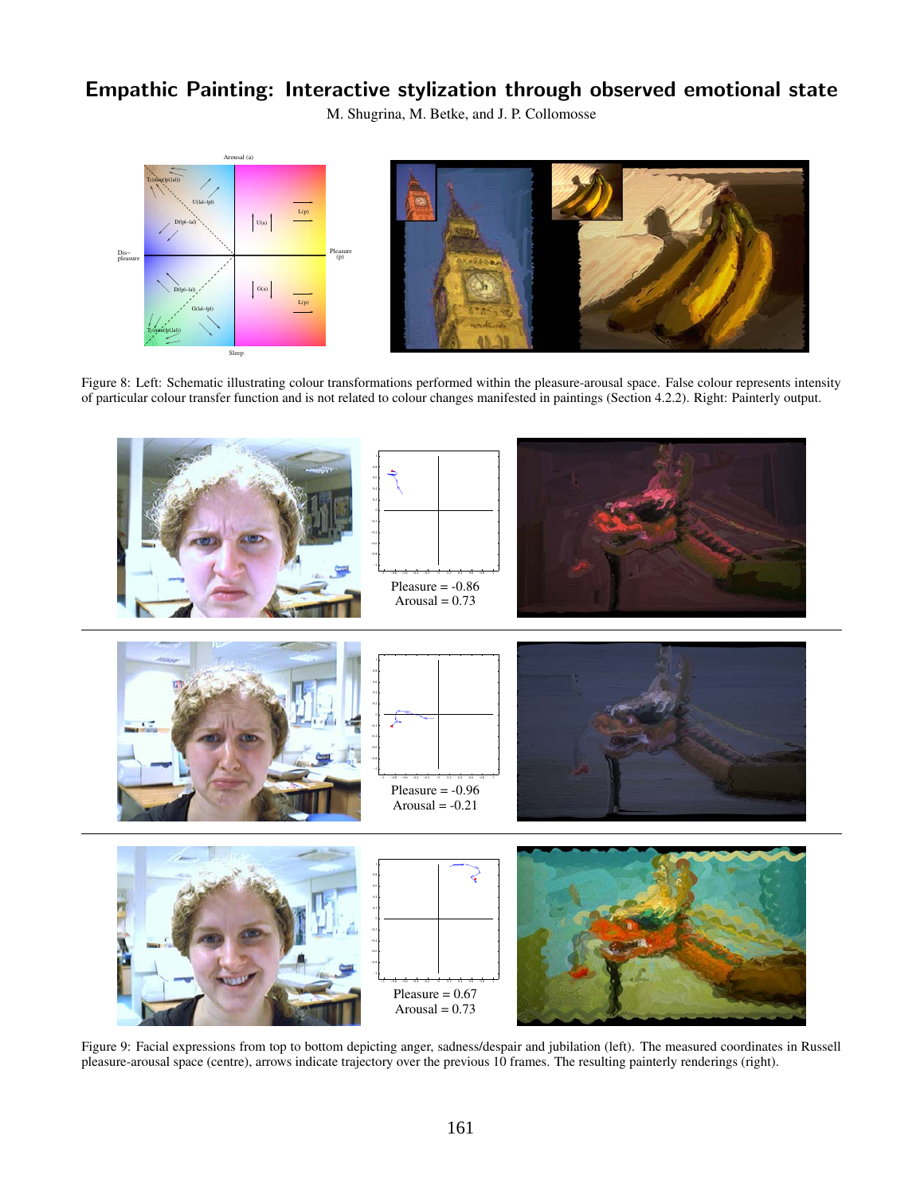# Empathic Painting: Interactive stylization through observed emotional state

M. Shugrina, M. Betke, and J. P. Collomosse

Arousal (a)

T(max(|p|,|a|))

U(|a|−|p|)

D(|p|−|a|)

U(a)

L(p)

Dis-pleasure

Pleasure (p)

D(|p|−|a|)

G(a)

G(|a|−|p|)

L(p)

T(max(|p|,|a|))

Sleep

Figure 8: Left: Schematic illustrating colour transformations performed within the pleasure-arousal space. False colour represents intensity of particular colour transfer function and is not related to colour changes manifested in paintings (Section 4.2.2). Right: Painterly output.

Pleasure = -0.86
Arousal = 0.73

Pleasure = -0.96
Arousal = -0.21

Pleasure = 0.67
Arousal = 0.73

Figure 9: Facial expressions from top to bottom depicting anger, sadness/despair and jubilation (left). The measured coordinates in Russell pleasure-arousal space (centre), arrows indicate trajectory over the previous 10 frames. The resulting painterly renderings (right).